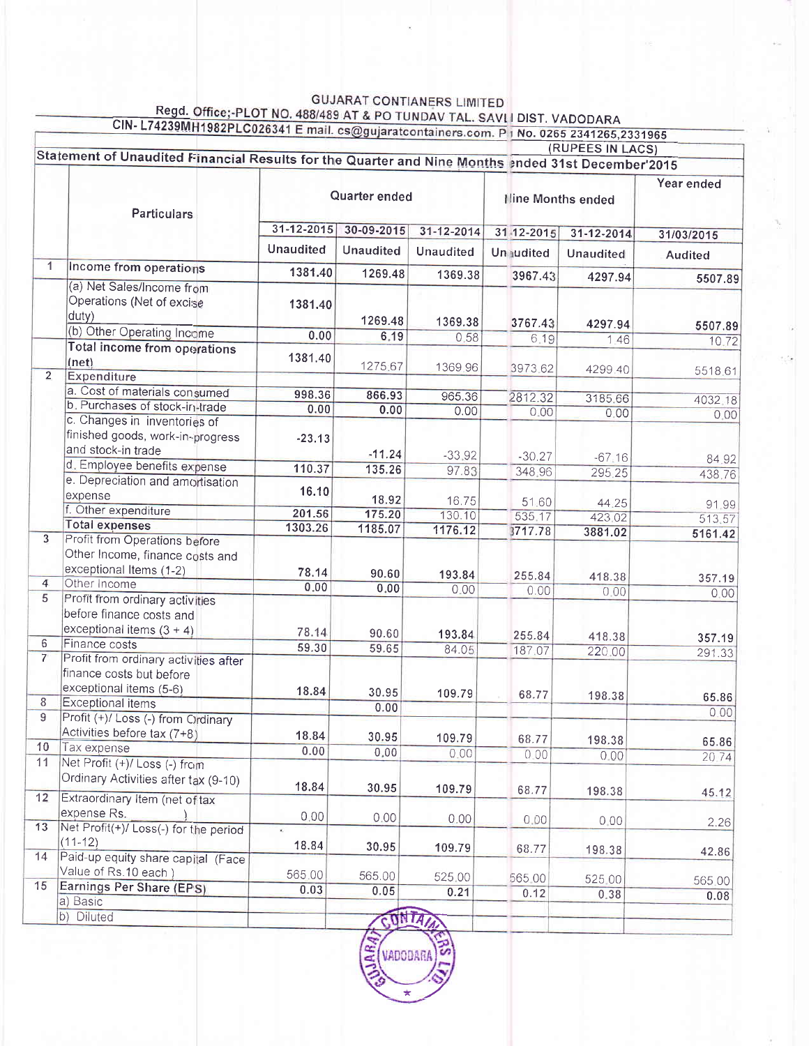# GUJARAT CONTIANERS LIMITED

Regd. Office;-PLOT NO. 488/489 AT & PO TUNDAV TAL. SAVLI DIST. VADODARA

CIN- L74239MH1982PLC026341 E mail. cs@gujaratcontainers.com. Ph No. 0265 2341265,2331965

(RUPEES IN LACS)

## Statement of Unaudited Financial Results for the Quarter and Nine Months ended 31st December'2015

| | Particulars | Quarter ended | | | Nine Months ended | | Year ended |
|---|---|---|---|---|---|---|---|
| | | 31-12-2015 | 30-09-2015 | 31-12-2014 | 31-12-2015 | 31-12-2014 | 31/03/2015 |
| | | Unaudited | Unaudited | Unaudited | Unaudited | Unaudited | Audited |
| 1 | Income from operations | 1381.40 | 1269.48 | 1369.38 | 3967.43 | 4297.94 | 5507.89 |
| | (a) Net Sales/Income from Operations (Net of excise duty) | 1381.40 | 1269.48 | 1369.38 | 3767.43 | 4297.94 | 5507.89 |
| | (b) Other Operating Income | 0.00 | 6.19 | 0.58 | 6.19 | 1.46 | 10.72 |
| | **Total income from operations (net)** | 1381.40 | 1275.67 | 1369.96 | 3973.62 | 4299.40 | 5518.61 |
| 2 | Expenditure | | | | | | |
| | a. Cost of materials consumed | 998.36 | 866.93 | 965.36 | 2812.32 | 3185.66 | 4032.18 |
| | b. Purchases of stock-in-trade | 0.00 | 0.00 | 0.00 | 0.00 | 0.00 | 0.00 |
| | c. Changes in inventories of finished goods, work-in-progress and stock-in trade | -23.13 | -11.24 | -33.92 | -30.27 | -67.16 | 84.92 |
| | d. Employee benefits expense | 110.37 | 135.26 | 97.83 | 348.96 | 295.25 | 438.76 |
| | e. Depreciation and amortisation expense | 16.10 | 18.92 | 16.75 | 51.60 | 44.25 | 91.99 |
| | f. Other expenditure | 201.56 | 175.20 | 130.10 | 535.17 | 423.02 | 513.57 |
| | **Total expenses** | 1303.26 | 1185.07 | 1176.12 | 3717.78 | 3881.02 | 5161.42 |
| 3 | Profit from Operations before Other Income, finance costs and exceptional Items (1-2) | 78.14 | 90.60 | 193.84 | 255.84 | 418.38 | 357.19 |
| 4 | Other Income | 0.00 | 0.00 | 0.00 | 0.00 | 0.00 | 0.00 |
| 5 | Profit from ordinary activities before finance costs and exceptional items (3 + 4) | 78.14 | 90.60 | 193.84 | 255.84 | 418.38 | 357.19 |
| 6 | Finance costs | 59.30 | 59.65 | 84.05 | 187.07 | 220.00 | 291.33 |
| 7 | Profit from ordinary activities after finance costs but before exceptional items (5-6) | 18.84 | 30.95 | 109.79 | 68.77 | 198.38 | 65.86 |
| 8 | Exceptional items | | 0.00 | | | | 0.00 |
| 9 | Profit (+)/ Loss (-) from Ordinary Activities before tax (7+8) | 18.84 | 30.95 | 109.79 | 68.77 | 198.38 | 65.86 |
| 10 | Tax expense | 0.00 | 0.00 | 0.00 | 0.00 | 0.00 | 20.74 |
| 11 | Net Profit (+)/ Loss (-) from Ordinary Activities after tax (9-10) | 18.84 | 30.95 | 109.79 | 68.77 | 198.38 | 45.12 |
| 12 | Extraordinary Item (net of tax expense Rs. ) | 0.00 | 0.00 | 0.00 | 0.00 | 0.00 | 2.26 |
| 13 | Net Profit(+)/ Loss(-) for the period (11-12) | 18.84 | 30.95 | 109.79 | 68.77 | 198.38 | 42.86 |
| 14 | Paid-up equity share capital (Face Value of Rs.10 each ) | 565.00 | 565.00 | 525.00 | 565.00 | 525.00 | 565.00 |
| 15 | Earnings Per Share (EPS) | 0.03 | 0.05 | 0.21 | 0.12 | 0.38 | 0.08 |
| | a) Basic | | | | | | |
| | b) Diluted | | | | | | |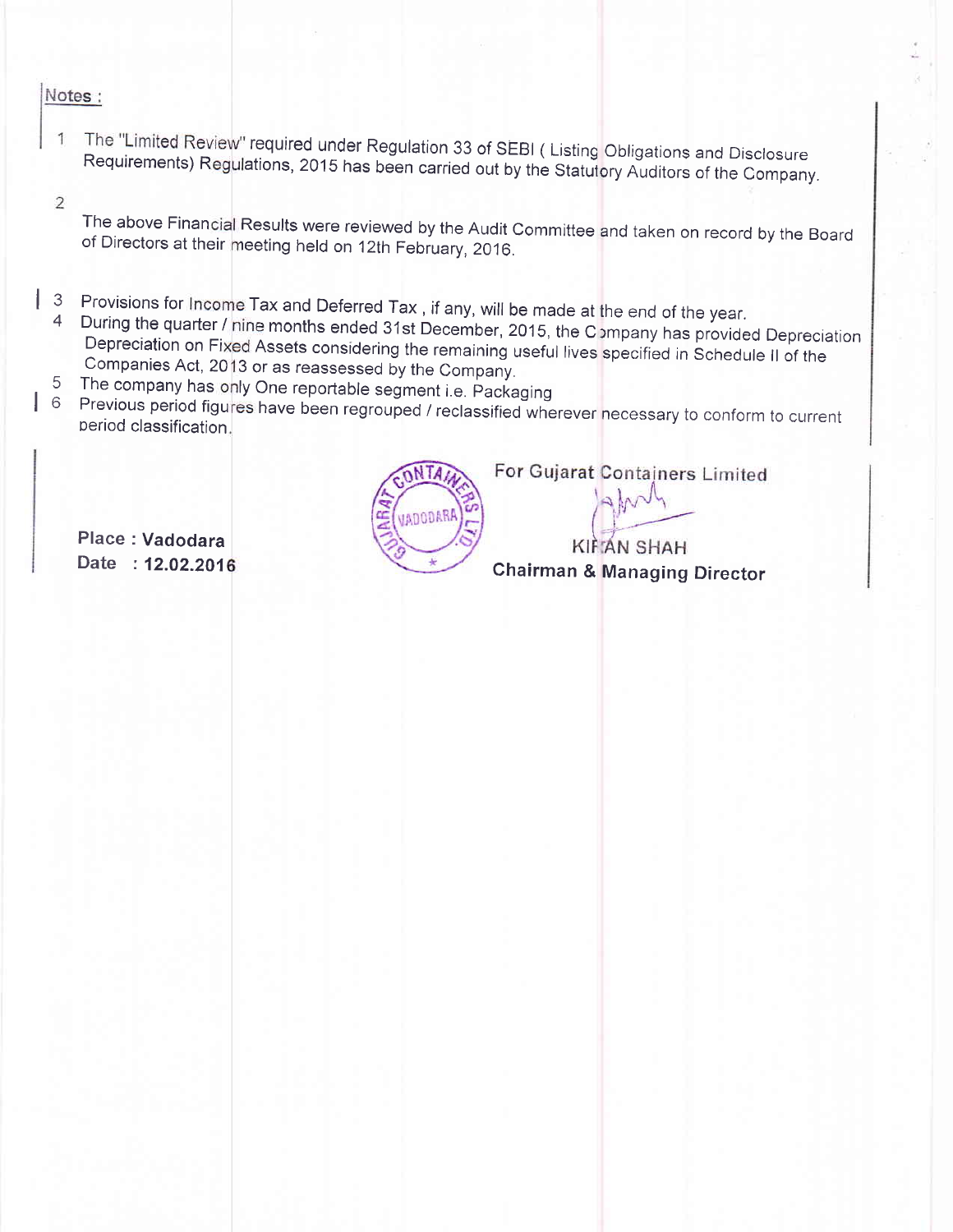Notes :

1. The "Limited Review" required under Regulation 33 of SEBI ( Listing Obligations and Disclosure Requirements) Regulations, 2015 has been carried out by the Statutory Auditors of the Company.
2. The above Financial Results were reviewed by the Audit Committee and taken on record by the Board of Directors at their meeting held on 12th February, 2016.
3. Provisions for Income Tax and Deferred Tax , if any, will be made at the end of the year.
4. During the quarter / nine months ended 31st December, 2015, the Company has provided Depreciation Depreciation on Fixed Assets considering the remaining useful lives specified in Schedule II of the Companies Act, 2013 or as reassessed by the Company.
5. The company has only One reportable segment i.e. Packaging
6. Previous period figures have been regrouped / reclassified wherever necessary to conform to current period classification.

For Gujarat Containers Limited

KIRAN SHAH

**Chairman & Managing Director**

**Place : Vadodara**

**Date : 12.02.2016**